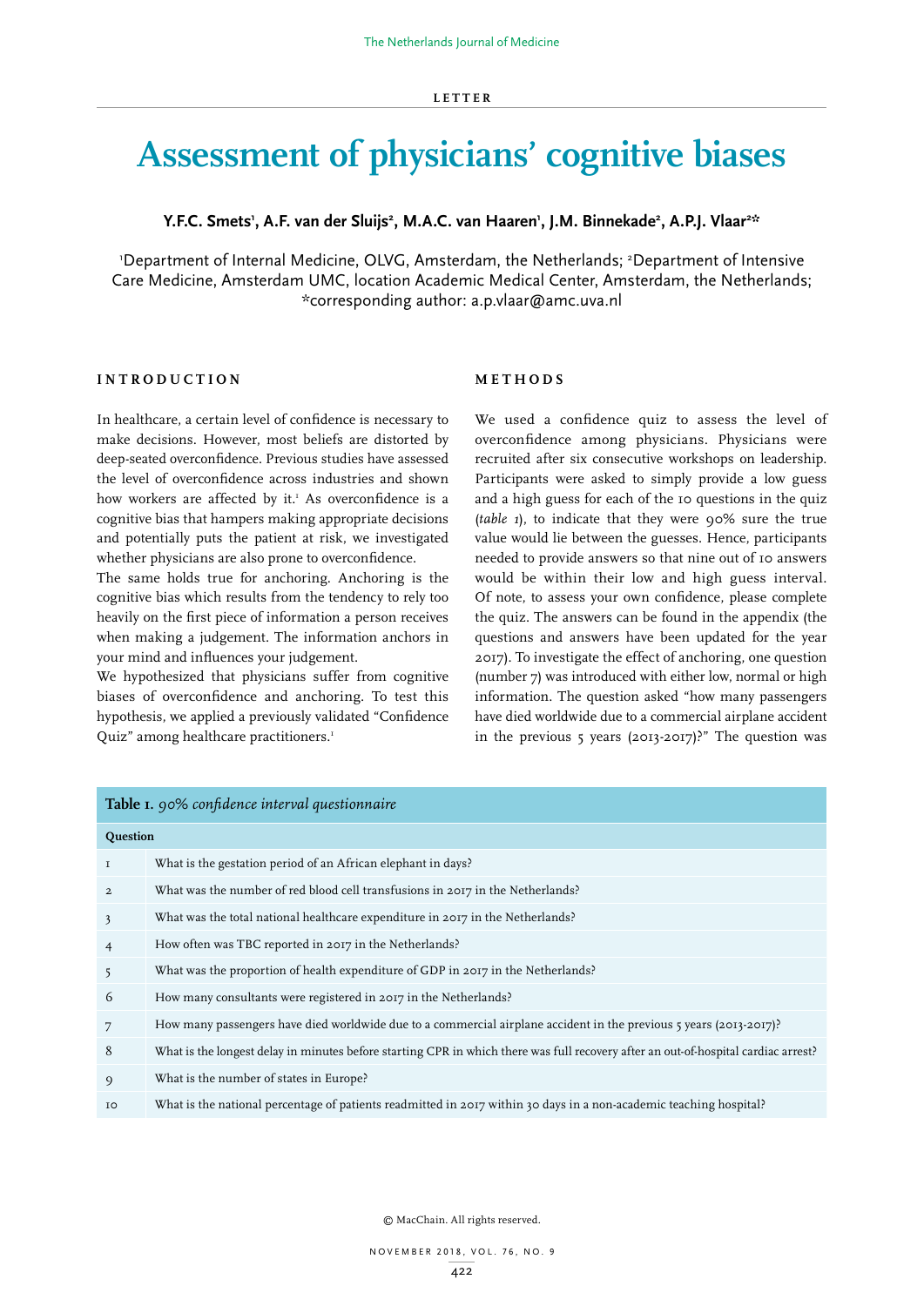LETTER

# Assessment of physicians' cognitive biases

**Y.F.C. Smets[1], A.F. van der Sluijs[2], M.A.C. van Haaren[1], J.M. Binnekade[2], A.P.J. Vlaar[2]***

[1]Department of Internal Medicine, OLVG, Amsterdam, the Netherlands; [2]Department of Intensive Care Medicine, Amsterdam UMC, location Academic Medical Center, Amsterdam, the Netherlands; *corresponding author: a.p.vlaar@amc.uva.nl

## INTRODUCTION

In healthcare, a certain level of confidence is necessary to make decisions. However, most beliefs are distorted by deep-seated overconfidence. Previous studies have assessed the level of overconfidence across industries and shown how workers are affected by it.[1] As overconfidence is a cognitive bias that hampers making appropriate decisions and potentially puts the patient at risk, we investigated whether physicians are also prone to overconfidence.

The same holds true for anchoring. Anchoring is the cognitive bias which results from the tendency to rely too heavily on the first piece of information a person receives when making a judgement. The information anchors in your mind and influences your judgement.

We hypothesized that physicians suffer from cognitive biases of overconfidence and anchoring. To test this hypothesis, we applied a previously validated "Confidence Quiz" among healthcare practitioners.[1]

## METHODS

We used a confidence quiz to assess the level of overconfidence among physicians. Physicians were recruited after six consecutive workshops on leadership. Participants were asked to simply provide a low guess and a high guess for each of the 10 questions in the quiz (*table 1*), to indicate that they were 90% sure the true value would lie between the guesses. Hence, participants needed to provide answers so that nine out of 10 answers would be within their low and high guess interval. Of note, to assess your own confidence, please complete the quiz. The answers can be found in the appendix (the questions and answers have been updated for the year 2017). To investigate the effect of anchoring, one question (number 7) was introduced with either low, normal or high information. The question asked "how many passengers have died worldwide due to a commercial airplane accident in the previous 5 years (2013-2017)?" The question was

**Table 1.** *90% confidence interval questionnaire*

| Question | |
|---|---|
| 1 | What is the gestation period of an African elephant in days? |
| 2 | What was the number of red blood cell transfusions in 2017 in the Netherlands? |
| 3 | What was the total national healthcare expenditure in 2017 in the Netherlands? |
| 4 | How often was TBC reported in 2017 in the Netherlands? |
| 5 | What was the proportion of health expenditure of GDP in 2017 in the Netherlands? |
| 6 | How many consultants were registered in 2017 in the Netherlands? |
| 7 | How many passengers have died worldwide due to a commercial airplane accident in the previous 5 years (2013-2017)? |
| 8 | What is the longest delay in minutes before starting CPR in which there was full recovery after an out-of-hospital cardiac arrest? |
| 9 | What is the number of states in Europe? |
| 10 | What is the national percentage of patients readmitted in 2017 within 30 days in a non-academic teaching hospital? |

© MacChain. All rights reserved.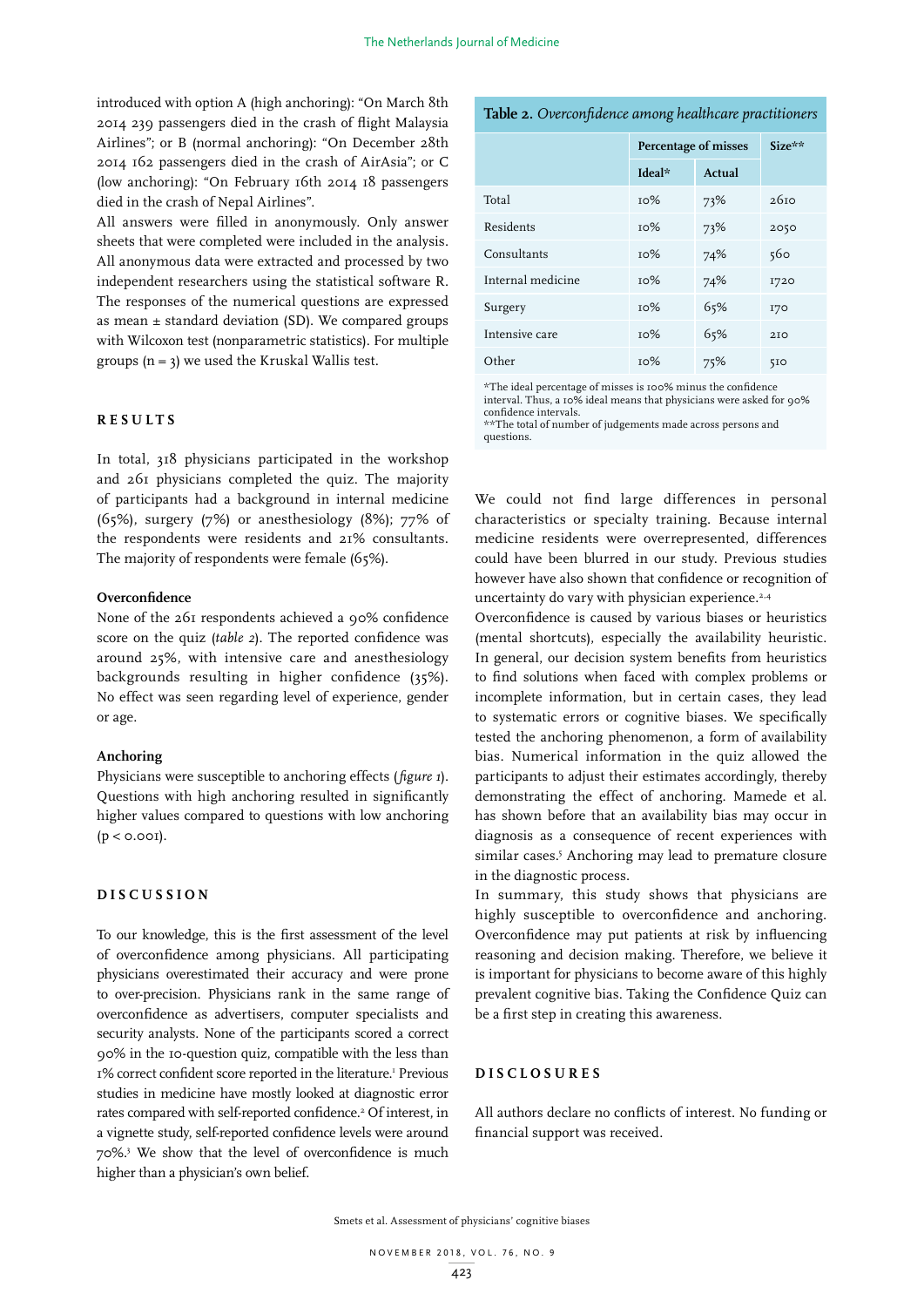introduced with option A (high anchoring): "On March 8th 2014 239 passengers died in the crash of flight Malaysia Airlines"; or B (normal anchoring): "On December 28th 2014 162 passengers died in the crash of AirAsia"; or C (low anchoring): "On February 16th 2014 18 passengers died in the crash of Nepal Airlines".

All answers were filled in anonymously. Only answer sheets that were completed were included in the analysis. All anonymous data were extracted and processed by two independent researchers using the statistical software R. The responses of the numerical questions are expressed as mean ± standard deviation (SD). We compared groups with Wilcoxon test (nonparametric statistics). For multiple groups (n = 3) we used the Kruskal Wallis test.

## RESULTS

In total, 318 physicians participated in the workshop and 261 physicians completed the quiz. The majority of participants had a background in internal medicine (65%), surgery (7%) or anesthesiology (8%); 77% of the respondents were residents and 21% consultants. The majority of respondents were female (65%).

### Overconfidence

None of the 261 respondents achieved a 90% confidence score on the quiz (*table 2*). The reported confidence was around 25%, with intensive care and anesthesiology backgrounds resulting in higher confidence (35%). No effect was seen regarding level of experience, gender or age.

### Anchoring

Physicians were susceptible to anchoring effects (*figure 1*). Questions with high anchoring resulted in significantly higher values compared to questions with low anchoring ($p < 0.001$).

## DISCUSSION

To our knowledge, this is the first assessment of the level of overconfidence among physicians. All participating physicians overestimated their accuracy and were prone to over-precision. Physicians rank in the same range of overconfidence as advertisers, computer specialists and security analysts. None of the participants scored a correct 90% in the 10-question quiz, compatible with the less than 1% correct confident score reported in the literature.[1] Previous studies in medicine have mostly looked at diagnostic error rates compared with self-reported confidence.[2] Of interest, in a vignette study, self-reported confidence levels were around 70%.[3] We show that the level of overconfidence is much higher than a physician's own belief.

**Table 2.** *Overconfidence among healthcare practitioners*

| | Percentage of misses | | Size** |
|---|---|---|---|
| | Ideal* | Actual | |
| Total | 10% | 73% | 2610 |
| Residents | 10% | 73% | 2050 |
| Consultants | 10% | 74% | 560 |
| Internal medicine | 10% | 74% | 1720 |
| Surgery | 10% | 65% | 170 |
| Intensive care | 10% | 65% | 210 |
| Other | 10% | 75% | 510 |

*The ideal percentage of misses is 100% minus the confidence interval. Thus, a 10% ideal means that physicians were asked for 90% confidence intervals.
**The total of number of judgements made across persons and questions.

We could not find large differences in personal characteristics or specialty training. Because internal medicine residents were overrepresented, differences could have been blurred in our study. Previous studies however have also shown that confidence or recognition of uncertainty do vary with physician experience.[2,4]

Overconfidence is caused by various biases or heuristics (mental shortcuts), especially the availability heuristic. In general, our decision system benefits from heuristics to find solutions when faced with complex problems or incomplete information, but in certain cases, they lead to systematic errors or cognitive biases. We specifically tested the anchoring phenomenon, a form of availability bias. Numerical information in the quiz allowed the participants to adjust their estimates accordingly, thereby demonstrating the effect of anchoring. Mamede et al. has shown before that an availability bias may occur in diagnosis as a consequence of recent experiences with similar cases.[5] Anchoring may lead to premature closure in the diagnostic process.

In summary, this study shows that physicians are highly susceptible to overconfidence and anchoring. Overconfidence may put patients at risk by influencing reasoning and decision making. Therefore, we believe it is important for physicians to become aware of this highly prevalent cognitive bias. Taking the Confidence Quiz can be a first step in creating this awareness.

## DISCLOSURES

All authors declare no conflicts of interest. No funding or financial support was received.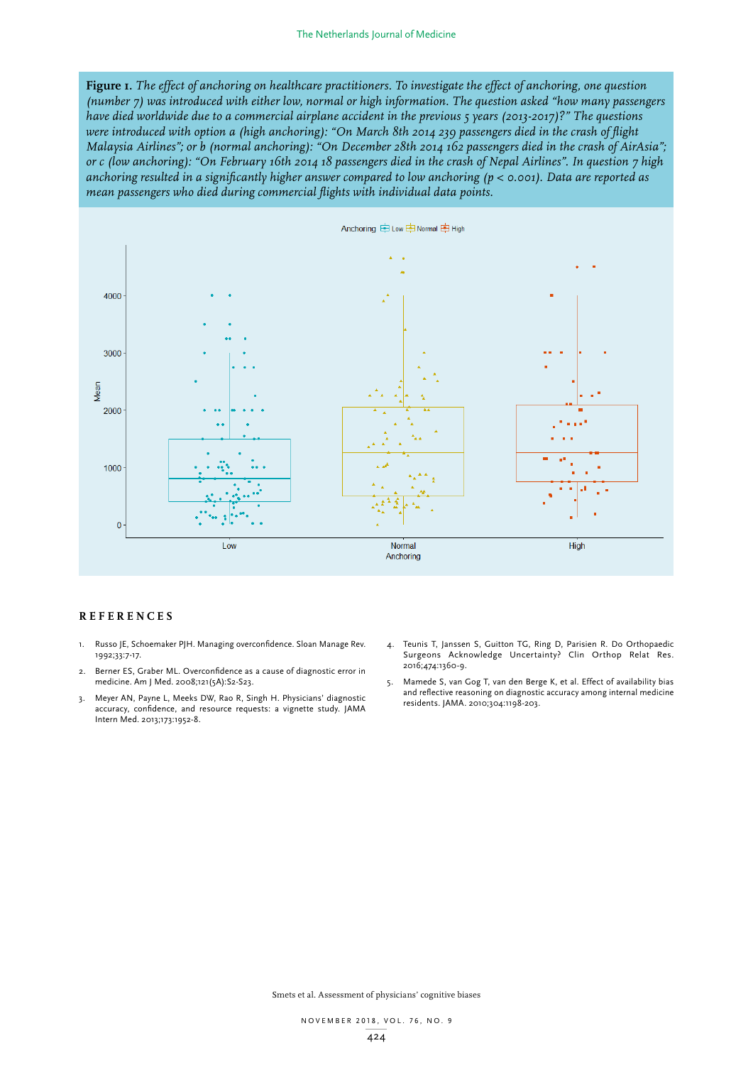**Figure 1.** *The effect of anchoring on healthcare practitioners. To investigate the effect of anchoring, one question (number 7) was introduced with either low, normal or high information. The question asked "how many passengers have died worldwide due to a commercial airplane accident in the previous 5 years (2013-2017)?" The questions were introduced with option a (high anchoring): "On March 8th 2014 239 passengers died in the crash of flight Malaysia Airlines"; or b (normal anchoring): "On December 28th 2014 162 passengers died in the crash of AirAsia"; or c (low anchoring): "On February 16th 2014 18 passengers died in the crash of Nepal Airlines". In question 7 high anchoring resulted in a significantly higher answer compared to low anchoring (p < 0.001). Data are reported as mean passengers who died during commercial flights with individual data points.*

Anchoring Low Normal High

Mean

4000
3000
2000
1000
0

Low
Normal
High
Anchoring

## REFERENCES

1. Russo JE, Schoemaker PJH. Managing overconfidence. Sloan Manage Rev. 1992;33:7-17.
2. Berner ES, Graber ML. Overconfidence as a cause of diagnostic error in medicine. Am J Med. 2008;121(5A):S2-S23.
3. Meyer AN, Payne L, Meeks DW, Rao R, Singh H. Physicians' diagnostic accuracy, confidence, and resource requests: a vignette study. JAMA Intern Med. 2013;173:1952-8.
4. Teunis T, Janssen S, Guitton TG, Ring D, Parisien R. Do Orthopaedic Surgeons Acknowledge Uncertainty? Clin Orthop Relat Res. 2016;474:1360-9.
5. Mamede S, van Gog T, van den Berge K, et al. Effect of availability bias and reflective reasoning on diagnostic accuracy among internal medicine residents. JAMA. 2010;304:1198-203.